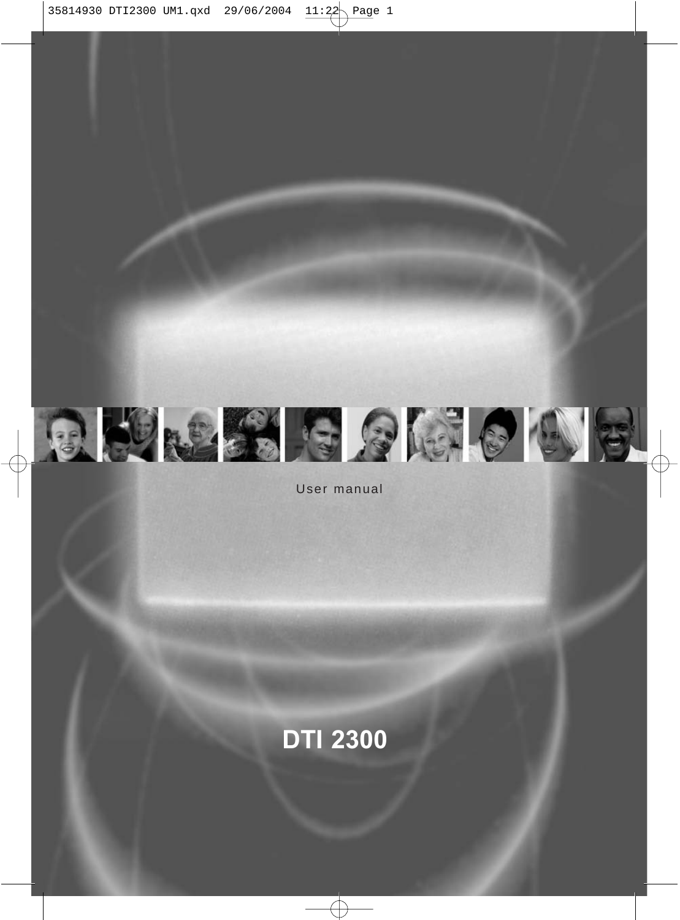User manual

# DTI 2300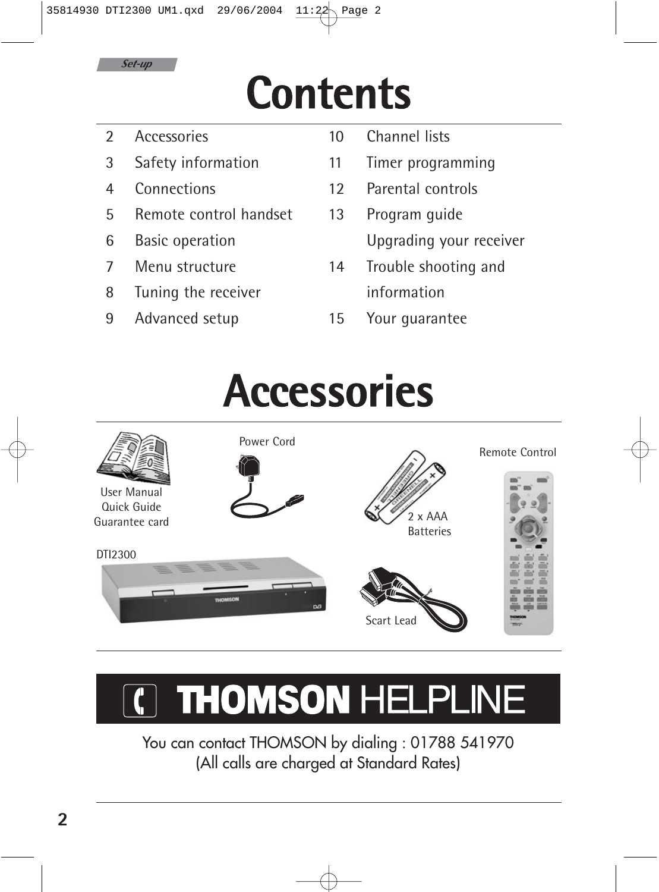Set-up

# Contents

| | | | |
|---|---|---|---|
| 2 | Accessories | 10 | Channel lists |
| 3 | Safety information | 11 | Timer programming |
| 4 | Connections | 12 | Parental controls |
| 5 | Remote control handset | 13 | Program guide |
| 6 | Basic operation | | Upgrading your receiver |
| 7 | Menu structure | 14 | Trouble shooting and information |
| 8 | Tuning the receiver | 15 | Your guarantee |
| 9 | Advanced setup | | |

# Accessories

User Manual
Quick Guide
Guarantee card

Power Cord

2 x AAA Batteries

Remote Control

DTI2300

Scart Lead

## THOMSON HELPLINE

You can contact THOMSON by dialing : 01788 541970
(All calls are charged at Standard Rates)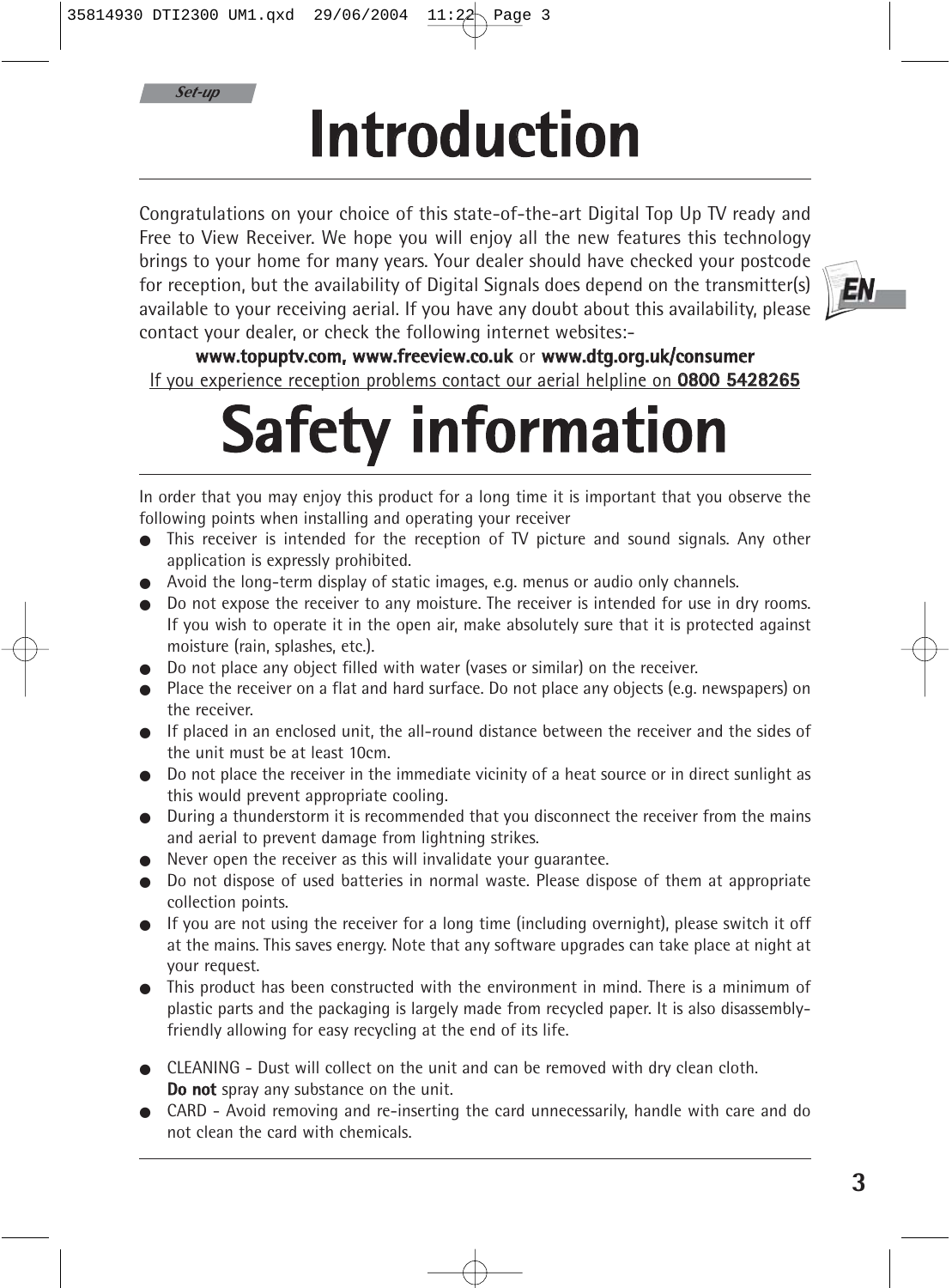# Introduction

Congratulations on your choice of this state-of-the-art Digital Top Up TV ready and Free to View Receiver. We hope you will enjoy all the new features this technology brings to your home for many years. Your dealer should have checked your postcode for reception, but the availability of Digital Signals does depend on the transmitter(s) available to your receiving aerial. If you have any doubt about this availability, please contact your dealer, or check the following internet websites:-

**www.topuptv.com, www.freeview.co.uk** or **www.dtg.org.uk/consumer**

If you experience reception problems contact our aerial helpline on **0800 5428265**

# Safety information

In order that you may enjoy this product for a long time it is important that you observe the following points when installing and operating your receiver

- This receiver is intended for the reception of TV picture and sound signals. Any other application is expressly prohibited.
- Avoid the long-term display of static images, e.g. menus or audio only channels.
- Do not expose the receiver to any moisture. The receiver is intended for use in dry rooms. If you wish to operate it in the open air, make absolutely sure that it is protected against moisture (rain, splashes, etc.).
- Do not place any object filled with water (vases or similar) on the receiver.
- Place the receiver on a flat and hard surface. Do not place any objects (e.g. newspapers) on the receiver.
- If placed in an enclosed unit, the all-round distance between the receiver and the sides of the unit must be at least 10cm.
- Do not place the receiver in the immediate vicinity of a heat source or in direct sunlight as this would prevent appropriate cooling.
- During a thunderstorm it is recommended that you disconnect the receiver from the mains and aerial to prevent damage from lightning strikes.
- Never open the receiver as this will invalidate your guarantee.
- Do not dispose of used batteries in normal waste. Please dispose of them at appropriate collection points.
- If you are not using the receiver for a long time (including overnight), please switch it off at the mains. This saves energy. Note that any software upgrades can take place at night at your request.
- This product has been constructed with the environment in mind. There is a minimum of plastic parts and the packaging is largely made from recycled paper. It is also disassembly-friendly allowing for easy recycling at the end of its life.
- CLEANING - Dust will collect on the unit and can be removed with dry clean cloth. **Do not** spray any substance on the unit.
- CARD - Avoid removing and re-inserting the card unnecessarily, handle with care and do not clean the card with chemicals.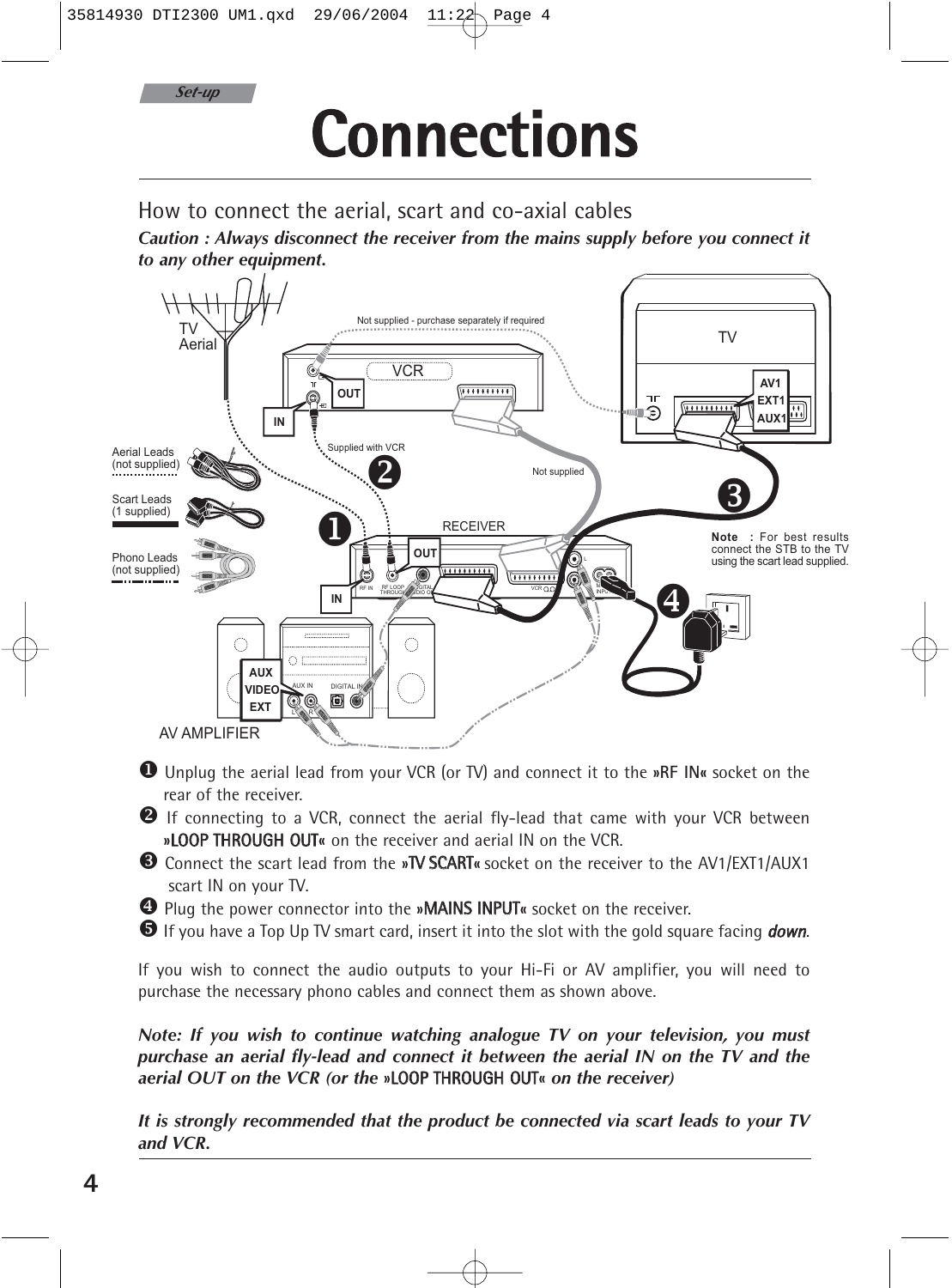Set-up

# Connections

## How to connect the aerial, scart and co-axial cables

***Caution : Always disconnect the receiver from the mains supply before you connect it to any other equipment.***

❶ Unplug the aerial lead from your VCR (or TV) and connect it to the »RF IN« socket on the rear of the receiver.

❷ If connecting to a VCR, connect the aerial fly-lead that came with your VCR between »LOOP THROUGH OUT« on the receiver and aerial IN on the VCR.

❸ Connect the scart lead from the »TV SCART« socket on the receiver to the AV1/EXT1/AUX1 scart IN on your TV.

❹ Plug the power connector into the »MAINS INPUT« socket on the receiver.

❺ If you have a Top Up TV smart card, insert it into the slot with the gold square facing ***down***.

If you wish to connect the audio outputs to your Hi-Fi or AV amplifier, you will need to purchase the necessary phono cables and connect them as shown above.

***Note: If you wish to continue watching analogue TV on your television, you must purchase an aerial fly-lead and connect it between the aerial IN on the TV and the aerial OUT on the VCR (or the »LOOP THROUGH OUT« on the receiver)***

***It is strongly recommended that the product be connected via scart leads to your TV and VCR.***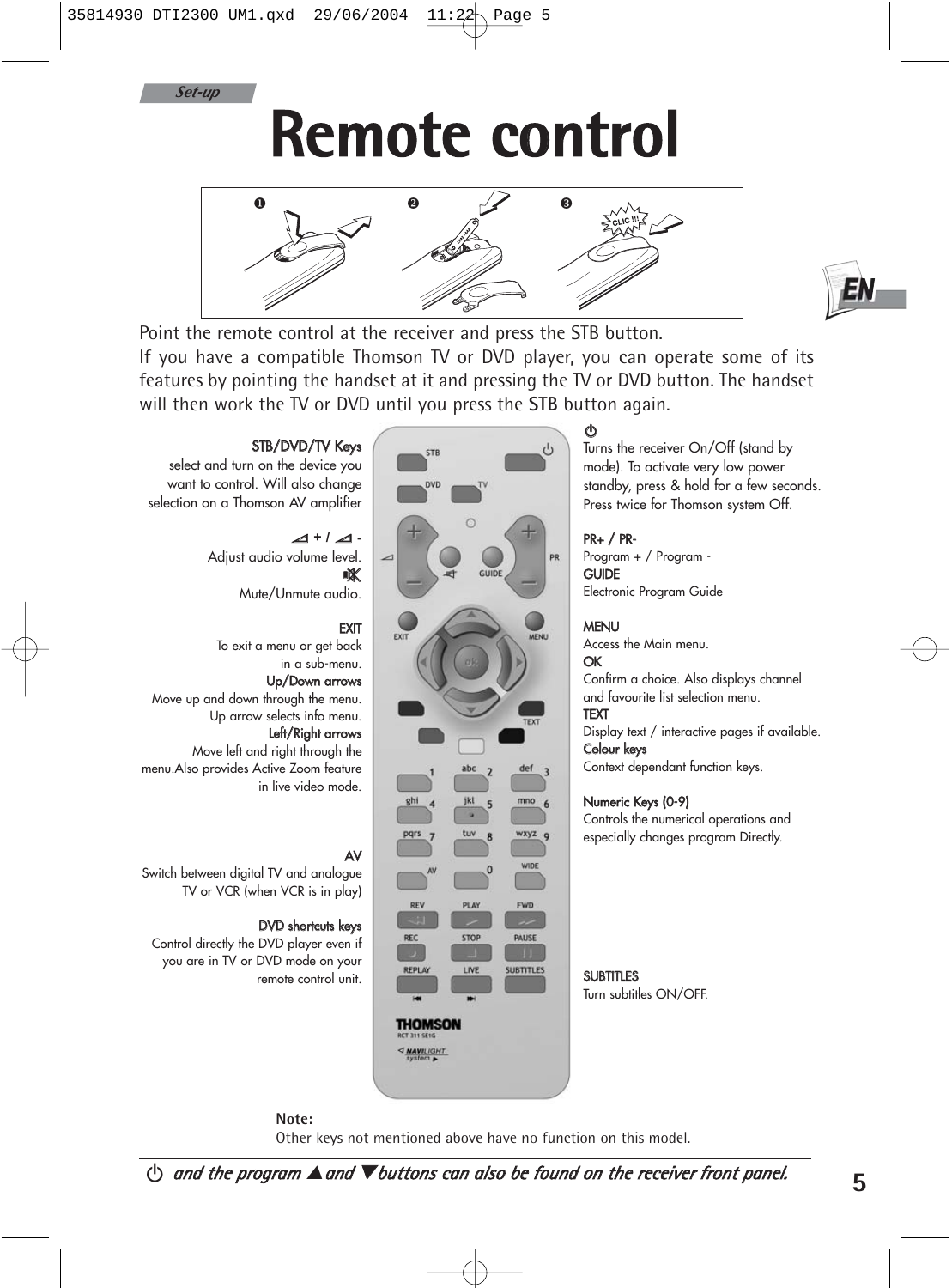*Set-up*

# Remote control

Point the remote control at the receiver and press the STB button.
If you have a compatible Thomson TV or DVD player, you can operate some of its features by pointing the handset at it and pressing the TV or DVD button. The handset will then work the TV or DVD until you press the **STB** button again.

**STB/DVD/TV Keys**
select and turn on the device you want to control. Will also change selection on a Thomson AV amplifier

**◿ + / ◿ -**
Adjust audio volume level.

**🔇**
Mute/Unmute audio.

**EXIT**
To exit a menu or get back in a sub-menu.

**Up/Down arrows**
Move up and down through the menu. Up arrow selects info menu.

**Left/Right arrows**
Move left and right through the menu. Also provides Active Zoom feature in live video mode.

**AV**
Switch between digital TV and analogue TV or VCR (when VCR is in play)

**DVD shortcuts keys**
Control directly the DVD player even if you are in TV or DVD mode on your remote control unit.

**⏻**
Turns the receiver On/Off (stand by mode). To activate very low power standby, press & hold for a few seconds. Press twice for Thomson system Off.

**PR+ / PR-**
Program + / Program -

**GUIDE**
Electronic Program Guide

**MENU**
Access the Main menu.

**OK**
Confirm a choice. Also displays channel and favourite list selection menu.

**TEXT**
Display text / interactive pages if available.

**Colour keys**
Context dependant function keys.

**Numeric Keys (0-9)**
Controls the numerical operations and especially changes program Directly.

**SUBTITLES**
Turn subtitles ON/OFF.

**Note:**
Other keys not mentioned above have no function on this model.

*⏻ and the program ▲ and ▼ buttons can also be found on the receiver front panel.*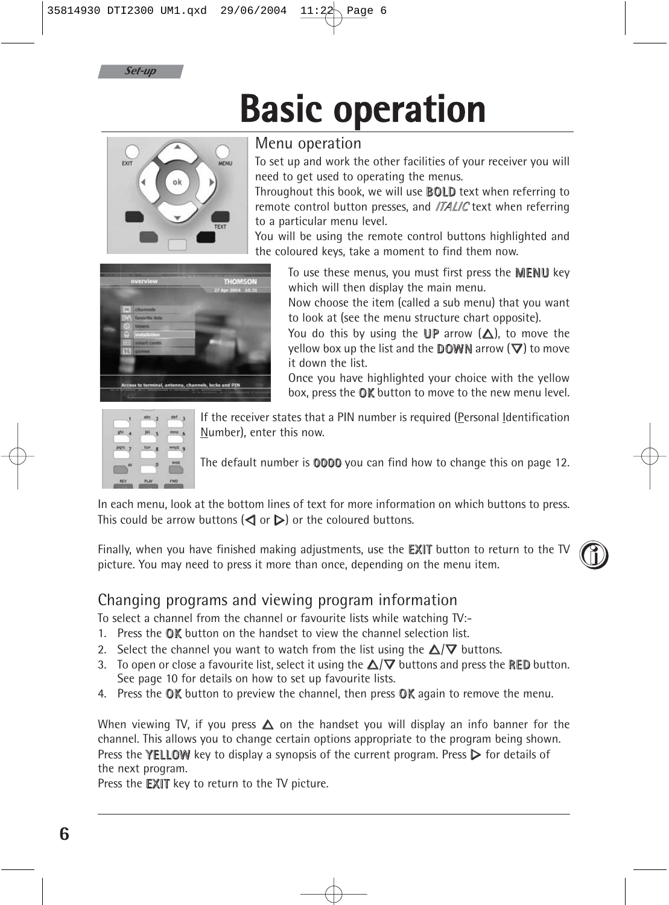Set-up

# Basic operation

## Menu operation

To set up and work the other facilities of your receiver you will need to get used to operating the menus.

Throughout this book, we will use **BOLD** text when referring to remote control button presses, and *ITALIC* text when referring to a particular menu level.

You will be using the remote control buttons highlighted and the coloured keys, take a moment to find them now.

To use these menus, you must first press the **MENU** key which will then display the main menu.

Now choose the item (called a sub menu) that you want to look at (see the menu structure chart opposite).

You do this by using the **UP** arrow (△), to move the yellow box up the list and the **DOWN** arrow (▽) to move it down the list.

Once you have highlighted your choice with the yellow box, press the **OK** button to move to the new menu level.

If the receiver states that a PIN number is required (Personal Identification Number), enter this now.

The default number is **0000** you can find how to change this on page 12.

In each menu, look at the bottom lines of text for more information on which buttons to press. This could be arrow buttons (◁ or ▷) or the coloured buttons.

Finally, when you have finished making adjustments, use the **EXIT** button to return to the TV picture. You may need to press it more than once, depending on the menu item.

## Changing programs and viewing program information

To select a channel from the channel or favourite lists while watching TV:-

1. Press the **OK** button on the handset to view the channel selection list.
2. Select the channel you want to watch from the list using the △/▽ buttons.
3. To open or close a favourite list, select it using the △/▽ buttons and press the **RED** button. See page 10 for details on how to set up favourite lists.
4. Press the **OK** button to preview the channel, then press **OK** again to remove the menu.

When viewing TV, if you press △ on the handset you will display an info banner for the channel. This allows you to change certain options appropriate to the program being shown.

Press the **YELLOW** key to display a synopsis of the current program. Press ▷ for details of the next program.

Press the **EXIT** key to return to the TV picture.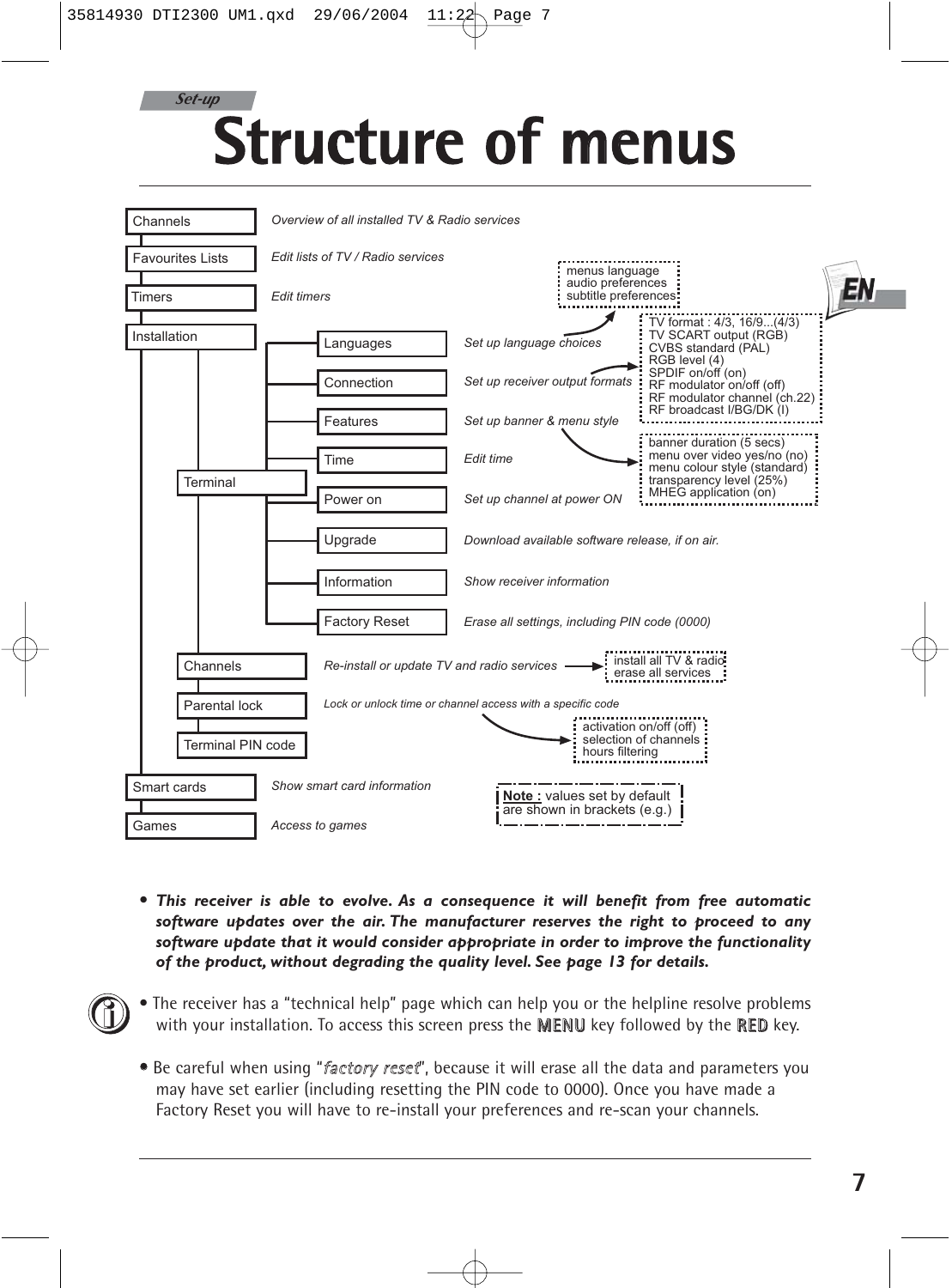*Set-up*

# Structure of menus

- **Channels** — *Overview of all installed TV & Radio services*
- **Favourites Lists** — *Edit lists of TV / Radio services*
- **Timers** — *Edit timers*
- **Installation**
  - **Terminal**
    - **Languages** — *Set up language choices*
      - menus language
      - audio preferences
      - subtitle preferences
    - **Connection** — *Set up receiver output formats*
      - TV format : 4/3, 16/9...(4/3)
      - TV SCART output (RGB)
      - CVBS standard (PAL)
      - RGB level (4)
      - SPDIF on/off (on)
      - RF modulator on/off (off)
      - RF modulator channel (ch.22)
      - RF broadcast I/BG/DK (I)
    - **Features** — *Set up banner & menu style*
      - banner duration (5 secs)
      - menu over video yes/no (no)
      - menu colour style (standard)
      - transparency level (25%)
      - MHEG application (on)
    - **Time** — *Edit time*
    - **Power on** — *Set up channel at power ON*
    - **Upgrade** — *Download available software release, if on air.*
    - **Information** — *Show receiver information*
    - **Factory Reset** — *Erase all settings, including PIN code (0000)*
  - **Channels** — *Re-install or update TV and radio services*
    - install all TV & radio
    - erase all services
  - **Parental lock** — *Lock or unlock time or channel access with a specific code*
    - activation on/off (off)
    - selection of channels
    - hours filtering
  - **Terminal PIN code**
- **Smart cards** — *Show smart card information*
- **Games** — *Access to games*

Note : values set by default are shown in brackets (e.g.)

- ***This receiver is able to evolve. As a consequence it will benefit from free automatic software updates over the air. The manufacturer reserves the right to proceed to any software update that it would consider appropriate in order to improve the functionality of the product, without degrading the quality level. See page 13 for details.***

- The receiver has a “technical help” page which can help you or the helpline resolve problems with your installation. To access this screen press the MENU key followed by the RED key.

- Be careful when using “*factory reset*”, because it will erase all the data and parameters you may have set earlier (including resetting the PIN code to 0000). Once you have made a Factory Reset you will have to re-install your preferences and re-scan your channels.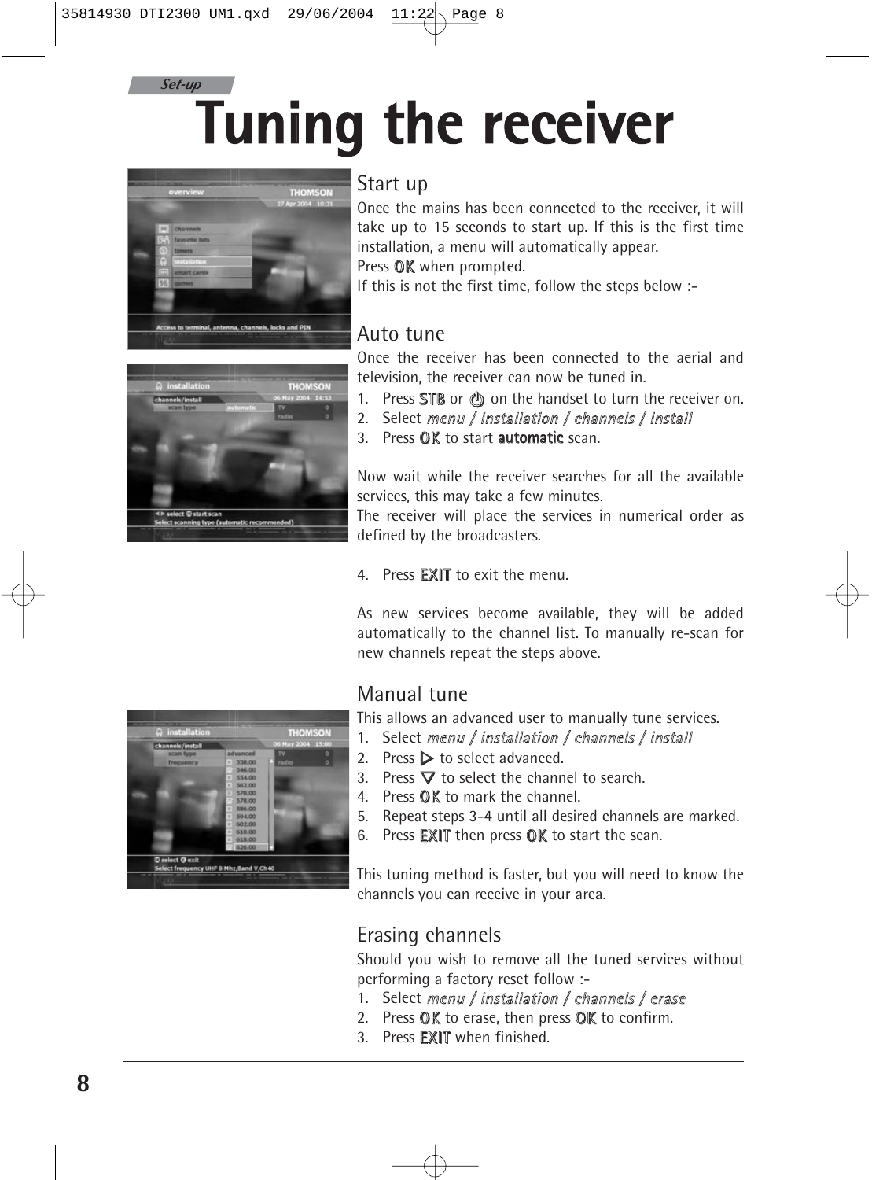Set-up

# Tuning the receiver

## Start up

Once the mains has been connected to the receiver, it will take up to 15 seconds to start up. If this is the first time installation, a menu will automatically appear.
Press **OK** when prompted.
If this is not the first time, follow the steps below :-

## Auto tune

Once the receiver has been connected to the aerial and television, the receiver can now be tuned in.

1. Press **STB** or ⏻ on the handset to turn the receiver on.
2. Select *menu / installation / channels / install*
3. Press **OK** to start **automatic** scan.

Now wait while the receiver searches for all the available services, this may take a few minutes.
The receiver will place the services in numerical order as defined by the broadcasters.

4. Press **EXIT** to exit the menu.

As new services become available, they will be added automatically to the channel list. To manually re-scan for new channels repeat the steps above.

## Manual tune

This allows an advanced user to manually tune services.

1. Select *menu / installation / channels / install*
2. Press ▷ to select advanced.
3. Press ▽ to select the channel to search.
4. Press **OK** to mark the channel.
5. Repeat steps 3-4 until all desired channels are marked.
6. Press **EXIT** then press **OK** to start the scan.

This tuning method is faster, but you will need to know the channels you can receive in your area.

## Erasing channels

Should you wish to remove all the tuned services without performing a factory reset follow :-

1. Select *menu / installation / channels / erase*
2. Press **OK** to erase, then press **OK** to confirm.
3. Press **EXIT** when finished.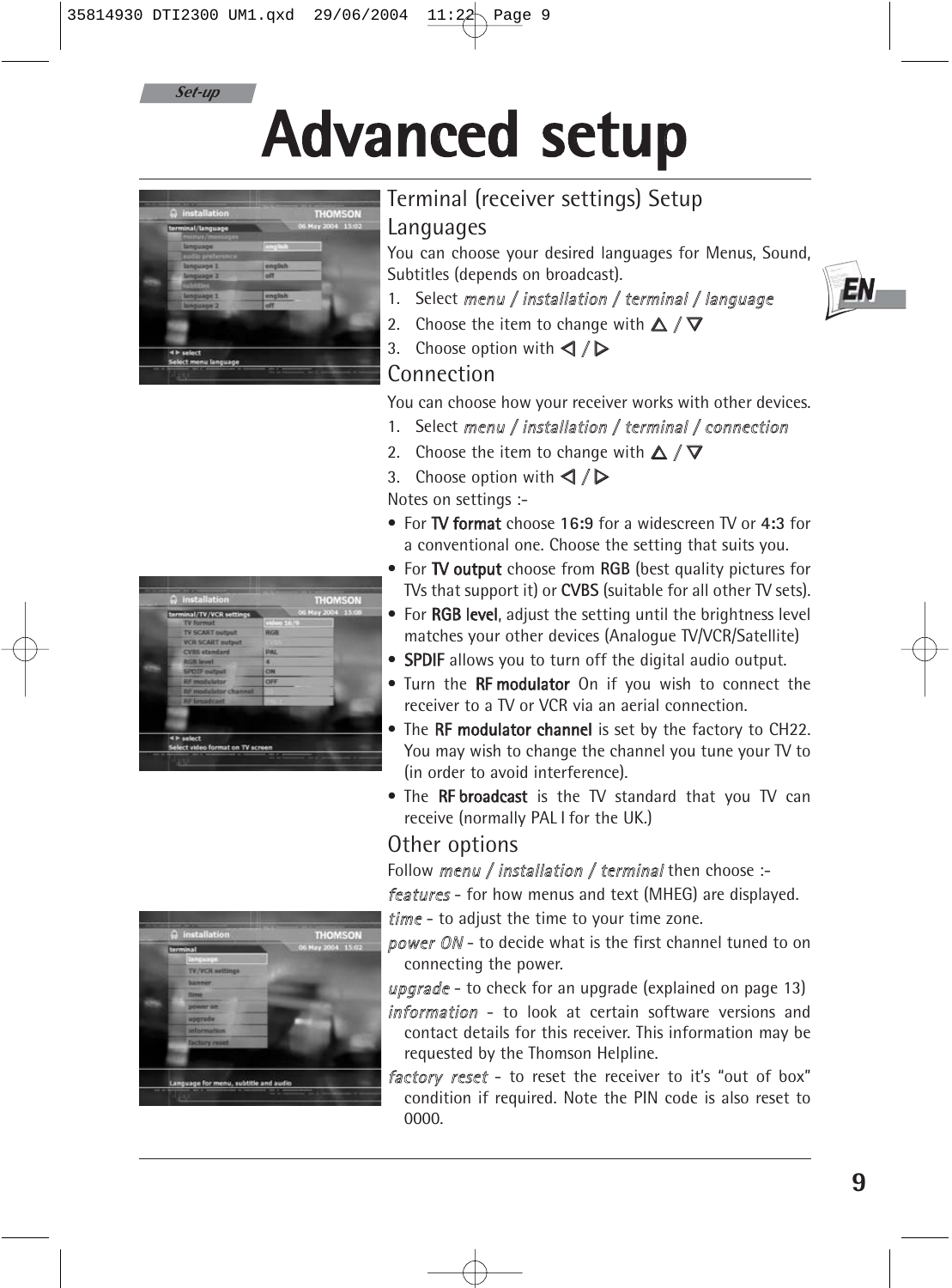Set-up

# Advanced setup

## Terminal (receiver settings) Setup

### Languages

You can choose your desired languages for Menus, Sound, Subtitles (depends on broadcast).

1. Select *menu / installation / terminal / language*
2. Choose the item to change with △ / ▽
3. Choose option with ◁ / ▷

### Connection

You can choose how your receiver works with other devices.

1. Select *menu / installation / terminal / connection*
2. Choose the item to change with △ / ▽
3. Choose option with ◁ / ▷

Notes on settings :-

- For **TV format** choose **16:9** for a widescreen TV or **4:3** for a conventional one. Choose the setting that suits you.
- For **TV output** choose from **RGB** (best quality pictures for TVs that support it) or **CVBS** (suitable for all other TV sets).
- For **RGB level**, adjust the setting until the brightness level matches your other devices (Analogue TV/VCR/Satellite)
- **SPDIF** allows you to turn off the digital audio output.
- Turn the **RF modulator** On if you wish to connect the receiver to a TV or VCR via an aerial connection.
- The **RF modulator channel** is set by the factory to CH22. You may wish to change the channel you tune your TV to (in order to avoid interference).
- The **RF broadcast** is the TV standard that you TV can receive (normally PAL I for the UK.)

### Other options

Follow *menu / installation / terminal* then choose :-

*features* - for how menus and text (MHEG) are displayed.

*time* - to adjust the time to your time zone.

*power ON* - to decide what is the first channel tuned to on connecting the power.

*upgrade* - to check for an upgrade (explained on page 13)

*information* - to look at certain software versions and contact details for this receiver. This information may be requested by the Thomson Helpline.

*factory reset* - to reset the receiver to it's "out of box" condition if required. Note the PIN code is also reset to 0000.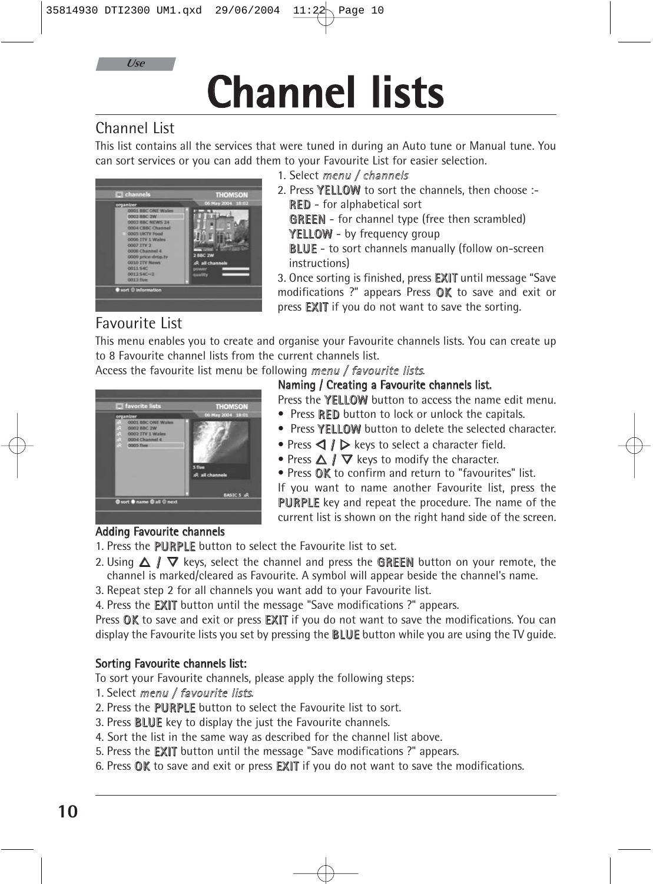Use

# Channel lists

## Channel List

This list contains all the services that were tuned in during an Auto tune or Manual tune. You can sort services or you can add them to your Favourite List for easier selection.

1. Select *menu / channels*
2. Press YELLOW to sort the channels, then choose :-
   RED - for alphabetical sort
   GREEN - for channel type (free then scrambled)
   YELLOW - by frequency group
   BLUE - to sort channels manually (follow on-screen instructions)
3. Once sorting is finished, press EXIT until message "Save modifications ?" appears Press OK to save and exit or press EXIT if you do not want to save the sorting.

## Favourite List

This menu enables you to create and organise your Favourite channels lists. You can create up to 8 Favourite channel lists from the current channels list.
Access the favourite list menu be following *menu / favourite lists*.

### Naming / Creating a Favourite channels list.

Press the YELLOW button to access the name edit menu.

- Press RED button to lock or unlock the capitals.
- Press YELLOW button to delete the selected character.
- Press ◁ / ▷ keys to select a character field.
- Press △ / ▽ keys to modify the character.
- Press OK to confirm and return to "favourites" list.

If you want to name another Favourite list, press the PURPLE key and repeat the procedure. The name of the current list is shown on the right hand side of the screen.

### Adding Favourite channels

1. Press the PURPLE button to select the Favourite list to set.
2. Using △ / ▽ keys, select the channel and press the GREEN button on your remote, the channel is marked/cleared as Favourite. A symbol will appear beside the channel's name.
3. Repeat step 2 for all channels you want add to your Favourite list.
4. Press the EXIT button until the message "Save modifications ?" appears.

Press OK to save and exit or press EXIT if you do not want to save the modifications. You can display the Favourite lists you set by pressing the BLUE button while you are using the TV guide.

### Sorting Favourite channels list:

To sort your Favourite channels, please apply the following steps:

1. Select *menu / favourite lists*.
2. Press the PURPLE button to select the Favourite list to sort.
3. Press BLUE key to display the just the Favourite channels.
4. Sort the list in the same way as described for the channel list above.
5. Press the EXIT button until the message "Save modifications ?" appears.
6. Press OK to save and exit or press EXIT if you do not want to save the modifications.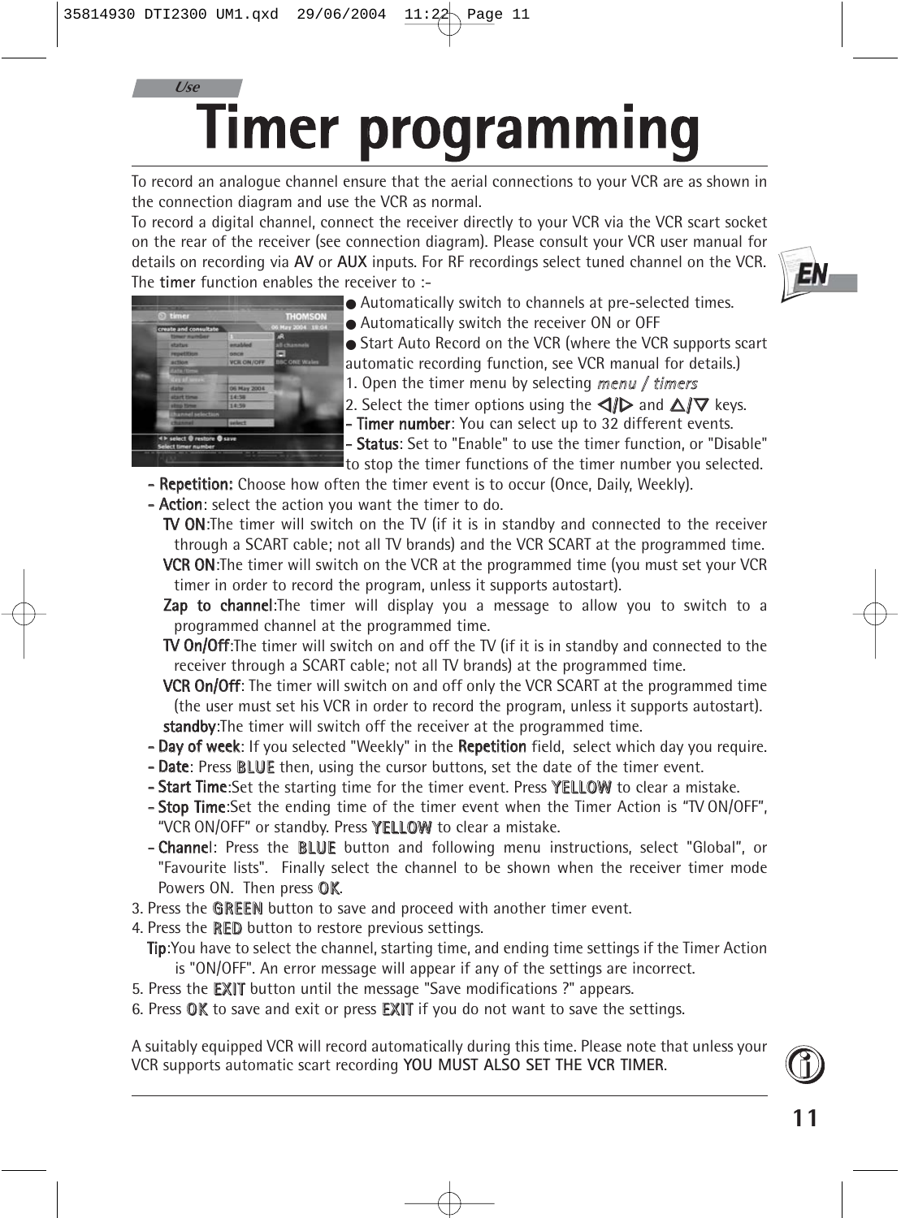Use

# Timer programming

To record an analogue channel ensure that the aerial connections to your VCR are as shown in the connection diagram and use the VCR as normal.
To record a digital channel, connect the receiver directly to your VCR via the VCR scart socket on the rear of the receiver (see connection diagram). Please consult your VCR user manual for details on recording via **AV** or **AUX** inputs. For RF recordings select tuned channel on the VCR.
The **timer** function enables the receiver to :-

- Automatically switch to channels at pre-selected times.
- Automatically switch the receiver ON or OFF
- Start Auto Record on the VCR (where the VCR supports scart automatic recording function, see VCR manual for details.)

1. Open the timer menu by selecting *menu / timers*
2. Select the timer options using the ◁/▷ and △/▽ keys.

- **Timer number**: You can select up to 32 different events.
- **Status**: Set to "Enable" to use the timer function, or "Disable" to stop the timer functions of the timer number you selected.
- **Repetition:** Choose how often the timer event is to occur (Once, Daily, Weekly).
- **Action**: select the action you want the timer to do.
  - **TV ON**:The timer will switch on the TV (if it is in standby and connected to the receiver through a SCART cable; not all TV brands) and the VCR SCART at the programmed time.
  - **VCR ON**:The timer will switch on the VCR at the programmed time (you must set your VCR timer in order to record the program, unless it supports autostart).
  - **Zap to channel**:The timer will display you a message to allow you to switch to a programmed channel at the programmed time.
  - **TV On/Off**:The timer will switch on and off the TV (if it is in standby and connected to the receiver through a SCART cable; not all TV brands) at the programmed time.
  - **VCR On/Off**: The timer will switch on and off only the VCR SCART at the programmed time (the user must set his VCR in order to record the program, unless it supports autostart).
  - **standby**:The timer will switch off the receiver at the programmed time.
- **Day of week**: If you selected "Weekly" in the **Repetition** field, select which day you require.
- **Date**: Press **BLUE** then, using the cursor buttons, set the date of the timer event.
- **Start Time**:Set the starting time for the timer event. Press **YELLOW** to clear a mistake.
- **Stop Time**:Set the ending time of the timer event when the Timer Action is "TV ON/OFF", "VCR ON/OFF" or standby. Press **YELLOW** to clear a mistake.
- **Channel**: Press the **BLUE** button and following menu instructions, select "Global", or "Favourite lists". Finally select the channel to be shown when the receiver timer mode Powers ON. Then press **OK**.

3. Press the **GREEN** button to save and proceed with another timer event.
4. Press the **RED** button to restore previous settings.

**Tip**:You have to select the channel, starting time, and ending time settings if the Timer Action is "ON/OFF". An error message will appear if any of the settings are incorrect.

5. Press the **EXIT** button until the message "Save modifications ?" appears.
6. Press **OK** to save and exit or press **EXIT** if you do not want to save the settings.

A suitably equipped VCR will record automatically during this time. Please note that unless your VCR supports automatic scart recording **YOU MUST ALSO SET THE VCR TIMER**.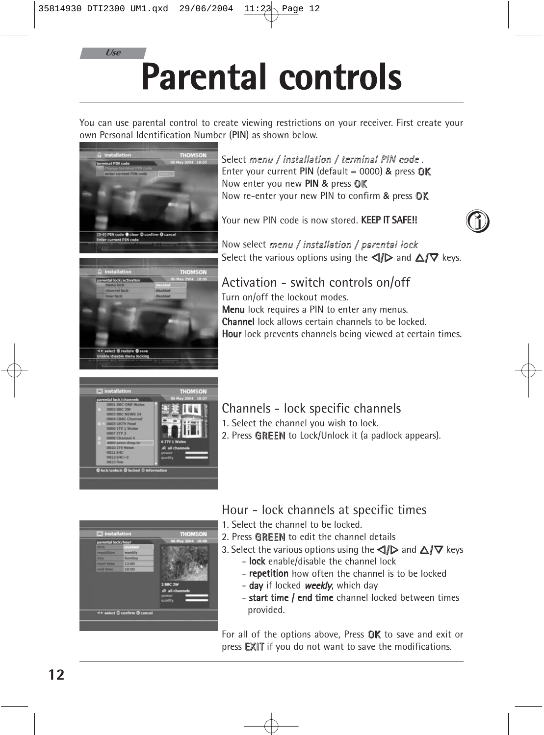Use

# Parental controls

You can use parental control to create viewing restrictions on your receiver. First create your own Personal Identification Number (**PIN**) as shown below.

Select *menu / installation / terminal PIN code* .
Enter your current **PIN** (default = 0000) **&** press **OK**
Now enter you new **PIN &** press **OK**
Now re-enter your new PIN to confirm **&** press **OK**

Your new PIN code is now stored. **KEEP IT SAFE!!**

Now select *menu / installation / parental lock*
Select the various options using the ◁/▷ and △/▽ keys.

## Activation - switch controls on/off

Turn on/off the lockout modes.
**Menu** lock requires a PIN to enter any menus.
**Channel** lock allows certain channels to be locked.
**Hour** lock prevents channels being viewed at certain times.

## Channels - lock specific channels

1. Select the channel you wish to lock.
2. Press **GREEN** to Lock/Unlock it (a padlock appears).

## Hour - lock channels at specific times

1. Select the channel to be locked.
2. Press **GREEN** to edit the channel details
3. Select the various options using the ◁/▷ and △/▽ keys
   - **lock** enable/disable the channel lock
   - **repetition** how often the channel is to be locked
   - **day** if locked *weekly*, which day
   - **start time / end time** channel locked between times provided.

For all of the options above, Press **OK** to save and exit or press **EXIT** if you do not want to save the modifications.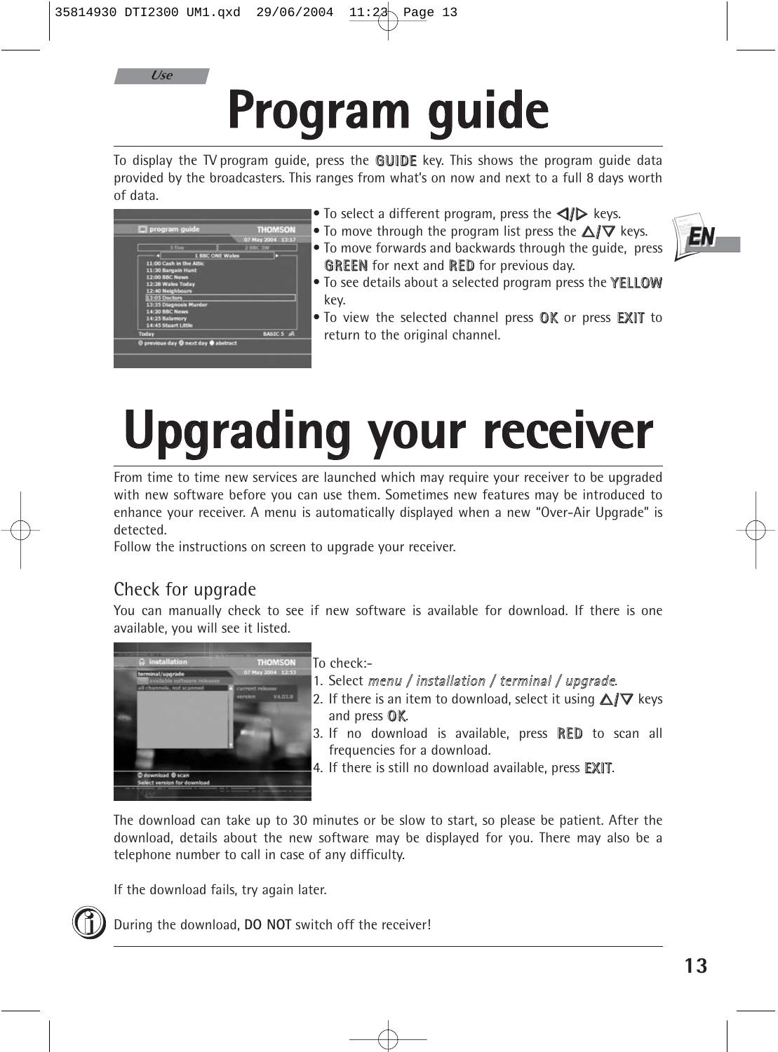Use

# Program guide

To display the TV program guide, press the **GUIDE** key. This shows the program guide data provided by the broadcasters. This ranges from what's on now and next to a full 8 days worth of data.

- To select a different program, press the ◁/▷ keys.
- To move through the program list press the △/▽ keys.
- To move forwards and backwards through the guide, press **GREEN** for next and **RED** for previous day.
- To see details about a selected program press the **YELLOW** key.
- To view the selected channel press **OK** or press **EXIT** to return to the original channel.

# Upgrading your receiver

From time to time new services are launched which may require your receiver to be upgraded with new software before you can use them. Sometimes new features may be introduced to enhance your receiver. A menu is automatically displayed when a new "Over-Air Upgrade" is detected.
Follow the instructions on screen to upgrade your receiver.

## Check for upgrade

You can manually check to see if new software is available for download. If there is one available, you will see it listed.

To check:-

1. Select *menu / installation / terminal / upgrade*.
2. If there is an item to download, select it using △/▽ keys and press **OK**.
3. If no download is available, press **RED** to scan all frequencies for a download.
4. If there is still no download available, press **EXIT**.

The download can take up to 30 minutes or be slow to start, so please be patient. After the download, details about the new software may be displayed for you. There may also be a telephone number to call in case of any difficulty.

If the download fails, try again later.

During the download, **DO NOT** switch off the receiver!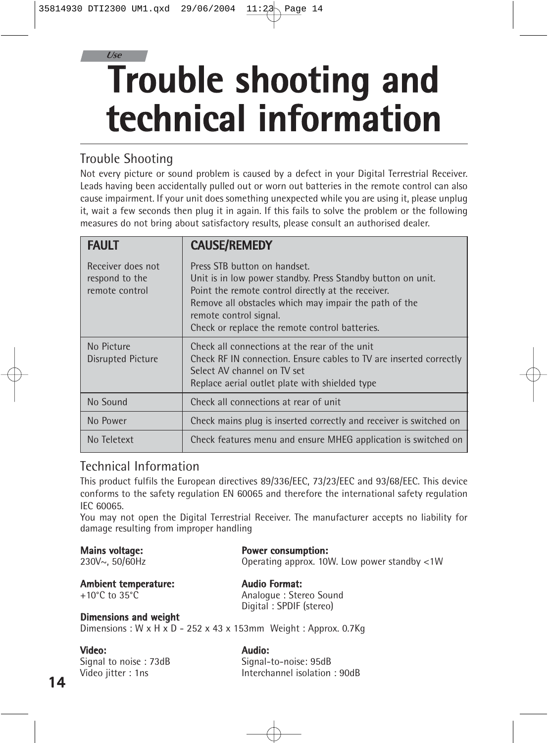*Use*

# Trouble shooting and technical information

## Trouble Shooting

Not every picture or sound problem is caused by a defect in your Digital Terrestrial Receiver. Leads having been accidentally pulled out or worn out batteries in the remote control can also cause impairment. If your unit does something unexpected while you are using it, please unplug it, wait a few seconds then plug it in again. If this fails to solve the problem or the following measures do not bring about satisfactory results, please consult an authorised dealer.

| FAULT | CAUSE/REMEDY |
|---|---|
| Receiver does not respond to the remote control | Press STB button on handset.<br>Unit is in low power standby. Press Standby button on unit.<br>Point the remote control directly at the receiver.<br>Remove all obstacles which may impair the path of the remote control signal.<br>Check or replace the remote control batteries. |
| No Picture<br>Disrupted Picture | Check all connections at the rear of the unit<br>Check RF IN connection. Ensure cables to TV are inserted correctly<br>Select AV channel on TV set<br>Replace aerial outlet plate with shielded type |
| No Sound | Check all connections at rear of unit |
| No Power | Check mains plug is inserted correctly and receiver is switched on |
| No Teletext | Check features menu and ensure MHEG application is switched on |

## Technical Information

This product fulfils the European directives 89/336/EEC, 73/23/EEC and 93/68/EEC. This device conforms to the safety regulation EN 60065 and therefore the international safety regulation IEC 60065.
You may not open the Digital Terrestrial Receiver. The manufacturer accepts no liability for damage resulting from improper handling

**Mains voltage:**
230V~, 50/60Hz

**Power consumption:**
Operating approx. 10W. Low power standby <1W

**Ambient temperature:**
+10°C to 35°C

**Audio Format:**
Analogue : Stereo Sound
Digital : SPDIF (stereo)

**Dimensions and weight**
Dimensions : W x H x D - 252 x 43 x 153mm  Weight : Approx. 0.7Kg

**Video:**
Signal to noise : 73dB
Video jitter : 1ns

**Audio:**
Signal-to-noise: 95dB
Interchannel isolation : 90dB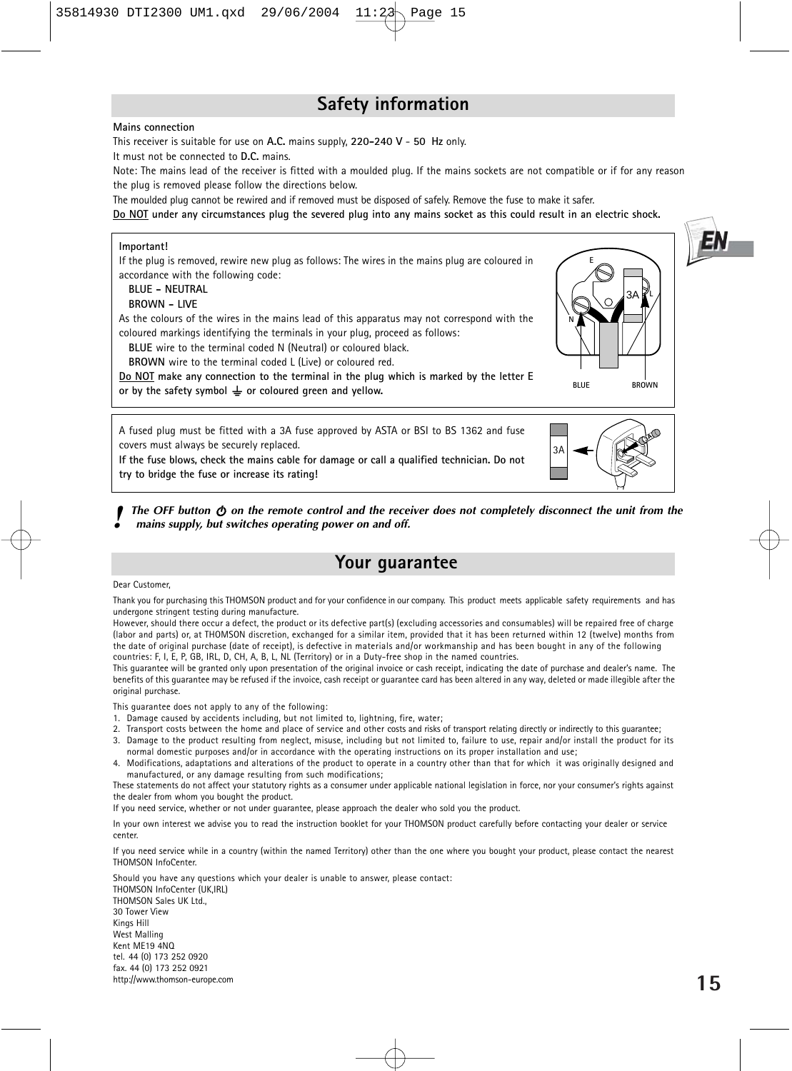## Safety information

**Mains connection**

This receiver is suitable for use on **A.C.** mains supply, **220-240 V - 50 Hz** only.

It must not be connected to **D.C.** mains.

Note: The mains lead of the receiver is fitted with a moulded plug. If the mains sockets are not compatible or if for any reason the plug is removed please follow the directions below.

The moulded plug cannot be rewired and if removed must be disposed of safely. Remove the fuse to make it safer.

**Do NOT under any circumstances plug the severed plug into any mains socket as this could result in an electric shock.**

**Important!**

If the plug is removed, rewire new plug as follows: The wires in the mains plug are coloured in accordance with the following code:

**BLUE - NEUTRAL**
**BROWN - LIVE**

As the colours of the wires in the mains lead of this apparatus may not correspond with the coloured markings identifying the terminals in your plug, proceed as follows:

**BLUE** wire to the terminal coded N (Neutral) or coloured black.
**BROWN** wire to the terminal coded L (Live) or coloured red.

**Do NOT make any connection to the terminal in the plug which is marked by the letter E or by the safety symbol ⏚ or coloured green and yellow.**

A fused plug must be fitted with a 3A fuse approved by ASTA or BSI to BS 1362 and fuse covers must always be securely replaced.

**If the fuse blows, check the mains cable for damage or call a qualified technician. Do not try to bridge the fuse or increase its rating!**

***! The OFF button ⏻ on the remote control and the receiver does not completely disconnect the unit from the mains supply, but switches operating power on and off.***

## Your guarantee

Dear Customer,

Thank you for purchasing this THOMSON product and for your confidence in our company. This product meets applicable safety requirements and has undergone stringent testing during manufacture.

However, should there occur a defect, the product or its defective part(s) (excluding accessories and consumables) will be repaired free of charge (labor and parts) or, at THOMSON discretion, exchanged for a similar item, provided that it has been returned within 12 (twelve) months from the date of original purchase (date of receipt), is defective in materials and/or workmanship and has been bought in any of the following countries: F, I, E, P, GB, IRL, D, CH, A, B, L, NL (Territory) or in a Duty-free shop in the named countries.

This guarantee will be granted only upon presentation of the original invoice or cash receipt, indicating the date of purchase and dealer's name. The benefits of this guarantee may be refused if the invoice, cash receipt or guarantee card has been altered in any way, deleted or made illegible after the original purchase.

This guarantee does not apply to any of the following:

1. Damage caused by accidents including, but not limited to, lightning, fire, water;
2. Transport costs between the home and place of service and other costs and risks of transport relating directly or indirectly to this guarantee;
3. Damage to the product resulting from neglect, misuse, including but not limited to, failure to use, repair and/or install the product for its normal domestic purposes and/or in accordance with the operating instructions on its proper installation and use;
4. Modifications, adaptations and alterations of the product to operate in a country other than that for which it was originally designed and manufactured, or any damage resulting from such modifications;

These statements do not affect your statutory rights as a consumer under applicable national legislation in force, nor your consumer's rights against the dealer from whom you bought the product.

If you need service, whether or not under guarantee, please approach the dealer who sold you the product.

In your own interest we advise you to read the instruction booklet for your THOMSON product carefully before contacting your dealer or service center.

If you need service while in a country (within the named Territory) other than the one where you bought your product, please contact the nearest THOMSON InfoCenter.

Should you have any questions which your dealer is unable to answer, please contact:
THOMSON InfoCenter (UK,IRL)
THOMSON Sales UK Ltd.,
30 Tower View
Kings Hill
West Malling
Kent ME19 4NQ
tel. 44 (0) 173 252 0920
fax. 44 (0) 173 252 0921
http://www.thomson-europe.com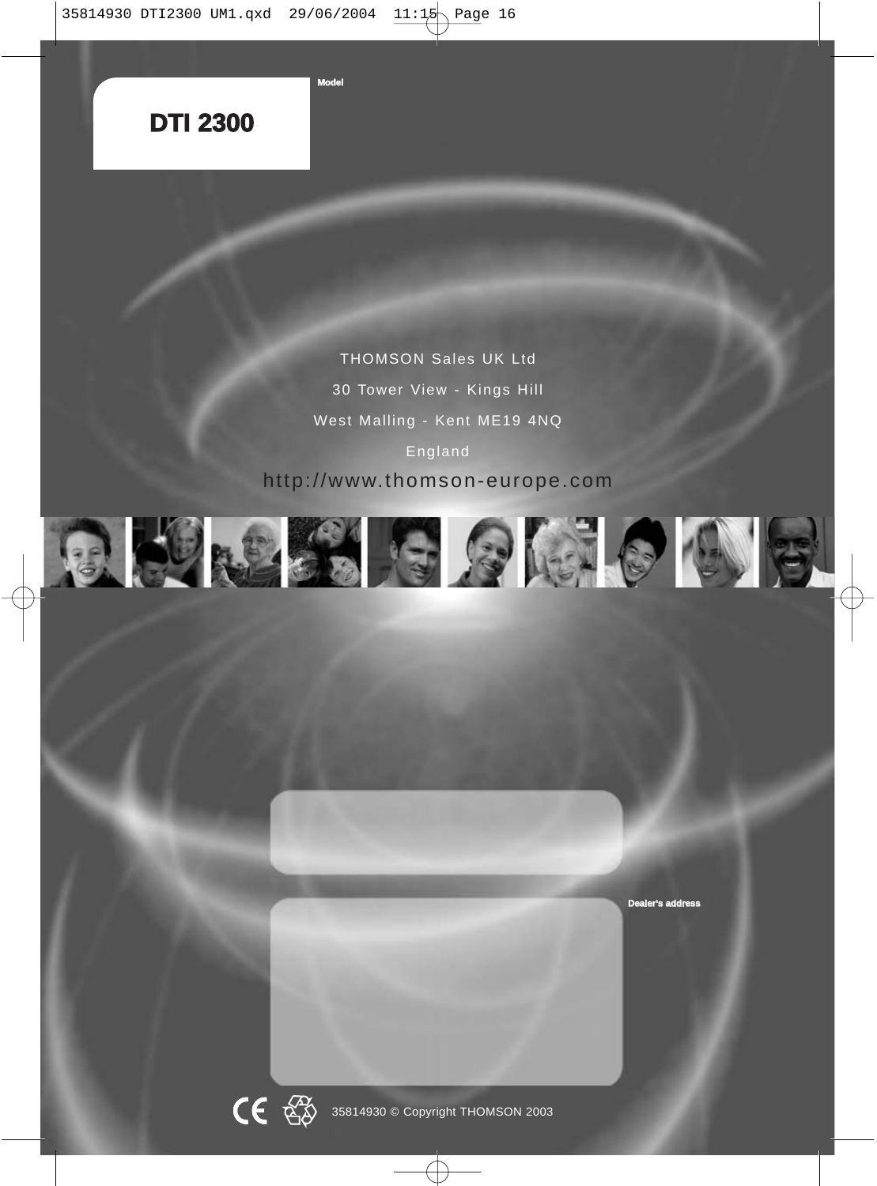Model

# DTI 2300

THOMSON Sales UK Ltd

30 Tower View - Kings Hill

West Malling - Kent ME19 4NQ

England

http://www.thomson-europe.com

Dealer's address

35814930 © Copyright THOMSON 2003